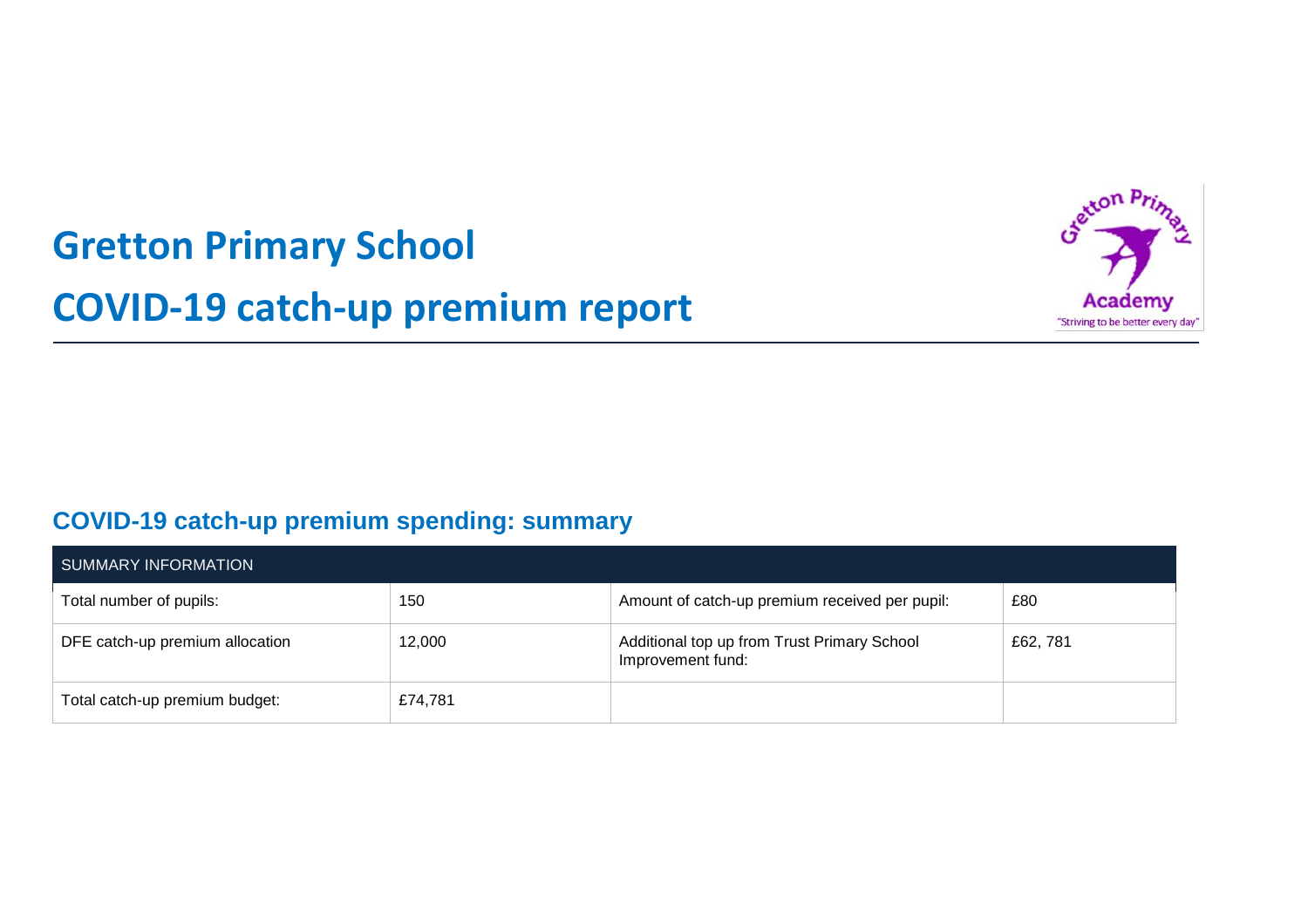# Gretton Primary School

# COVID-19 catch-up premium report

## COVID-19 catch-up premium spending: summary

| SUMMARY INFORMATION | | | |
|---|---|---|---|
| Total number of pupils: | 150 | Amount of catch-up premium received per pupil: | £80 |
| DFE catch-up premium allocation | 12,000 | Additional top up from Trust Primary School Improvement fund: | £62, 781 |
| Total catch-up premium budget: | £74,781 | | |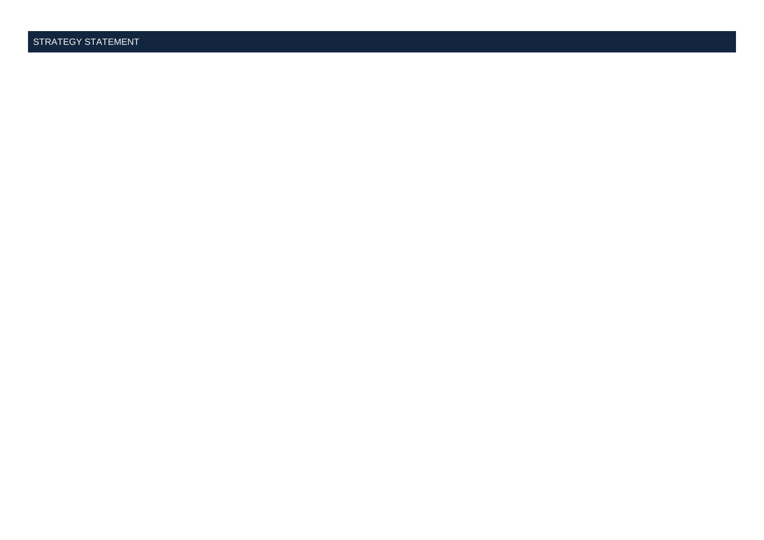## STRATEGY STATEMENT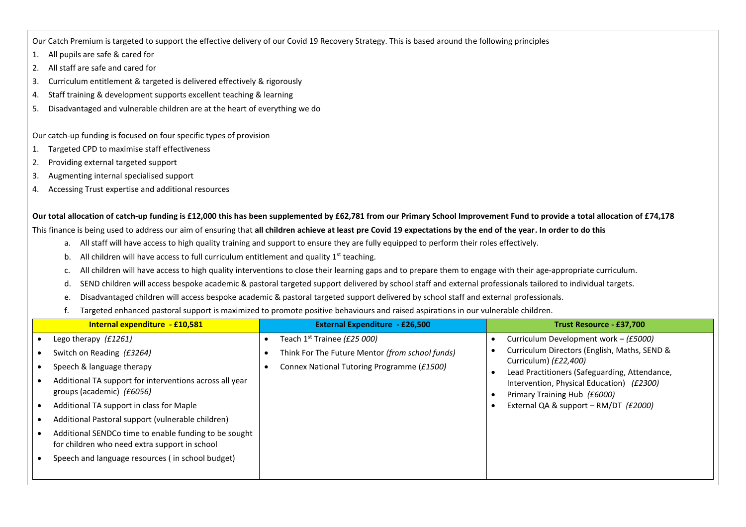Our Catch Premium is targeted to support the effective delivery of our Covid 19 Recovery Strategy. This is based around the following principles

1. All pupils are safe & cared for
2. All staff are safe and cared for
3. Curriculum entitlement & targeted is delivered effectively & rigorously
4. Staff training & development supports excellent teaching & learning
5. Disadvantaged and vulnerable children are at the heart of everything we do

Our catch-up funding is focused on four specific types of provision

1. Targeted CPD to maximise staff effectiveness
2. Providing external targeted support
3. Augmenting internal specialised support
4. Accessing Trust expertise and additional resources

**Our total allocation of catch-up funding is £12,000 this has been supplemented by £62,781 from our Primary School Improvement Fund to provide a total allocation of £74,178**

This finance is being used to address our aim of ensuring that **all children achieve at least pre Covid 19 expectations by the end of the year. In order to do this**

a. All staff will have access to high quality training and support to ensure they are fully equipped to perform their roles effectively.
b. All children will have access to full curriculum entitlement and quality 1st teaching.
c. All children will have access to high quality interventions to close their learning gaps and to prepare them to engage with their age-appropriate curriculum.
d. SEND children will access bespoke academic & pastoral targeted support delivered by school staff and external professionals tailored to individual targets.
e. Disadvantaged children will access bespoke academic & pastoral targeted support delivered by school staff and external professionals.
f. Targeted enhanced pastoral support is maximized to promote positive behaviours and raised aspirations in our vulnerable children.

| Internal expenditure - £10,581 | External Expenditure - £26,500 | Trust Resource - £37,700 |
|---|---|---|
| • Lego therapy *(£1261)*<br>• Switch on Reading *(£3264)*<br>• Speech & language therapy<br>• Additional TA support for interventions across all year groups (academic) *(£6056)*<br>• Additional TA support in class for Maple<br>• Additional Pastoral support (vulnerable children)<br>• Additional SENDCo time to enable funding to be sought for children who need extra support in school<br>• Speech and language resources ( in school budget) | • Teach 1st Trainee *(£25 000)*<br>• Think For The Future Mentor *(from school funds)*<br>• Connex National Tutoring Programme *(£1500)* | • Curriculum Development work – *(£5000)*<br>• Curriculum Directors (English, Maths, SEND & Curriculum) *(£22,400)*<br>• Lead Practitioners (Safeguarding, Attendance, Intervention, Physical Education) *(£2300)*<br>• Primary Training Hub *(£6000)*<br>• External QA & support – RM/DT *(£2000)* |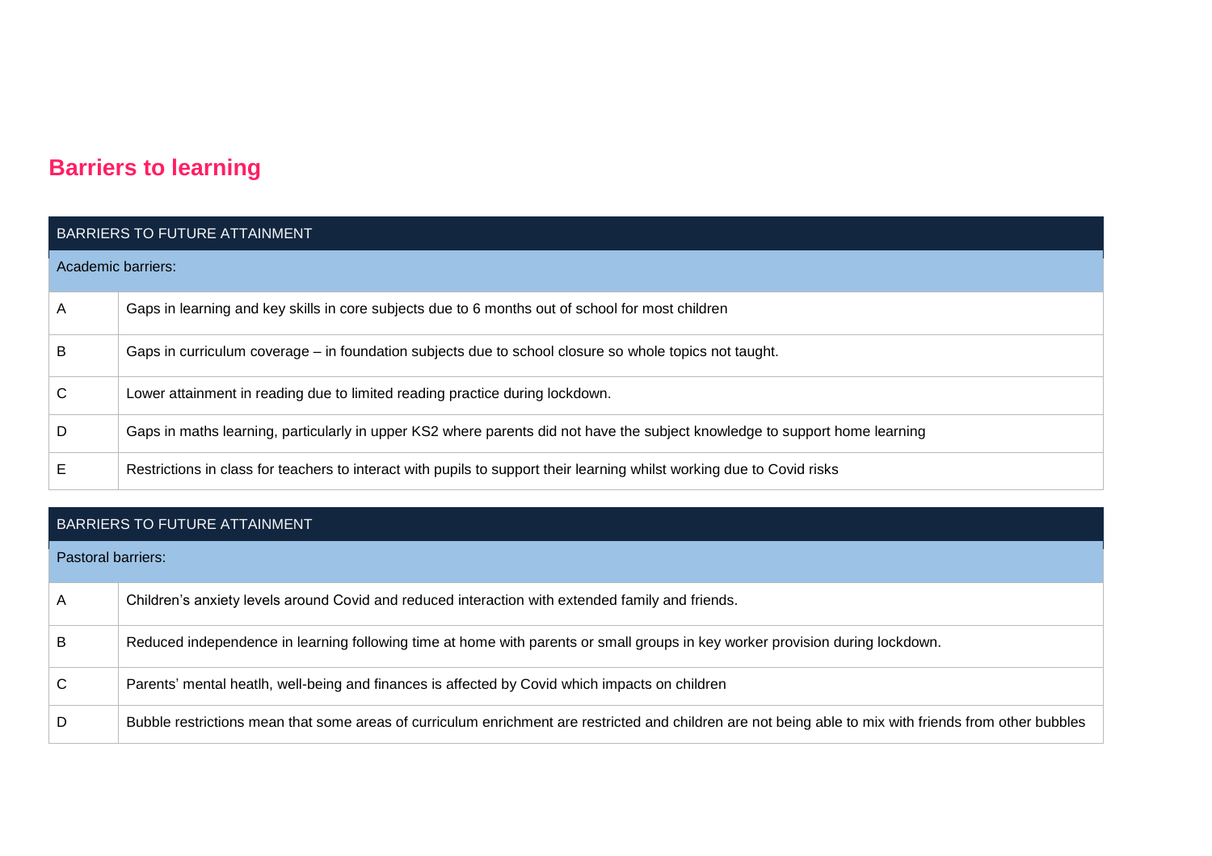## Barriers to learning

| BARRIERS TO FUTURE ATTAINMENT | |
|---|---|
| Academic barriers: | |
| A | Gaps in learning and key skills in core subjects due to 6 months out of school for most children |
| B | Gaps in curriculum coverage – in foundation subjects due to school closure so whole topics not taught. |
| C | Lower attainment in reading due to limited reading practice during lockdown. |
| D | Gaps in maths learning, particularly in upper KS2 where parents did not have the subject knowledge to support home learning |
| E | Restrictions in class for teachers to interact with pupils to support their learning whilst working due to Covid risks |

| BARRIERS TO FUTURE ATTAINMENT | |
|---|---|
| Pastoral barriers: | |
| A | Children's anxiety levels around Covid and reduced interaction with extended family and friends. |
| B | Reduced independence in learning following time at home with parents or small groups in key worker provision during lockdown. |
| C | Parents' mental heatlh, well-being and finances is affected by Covid which impacts on children |
| D | Bubble restrictions mean that some areas of curriculum enrichment are restricted and children are not being able to mix with friends from other bubbles |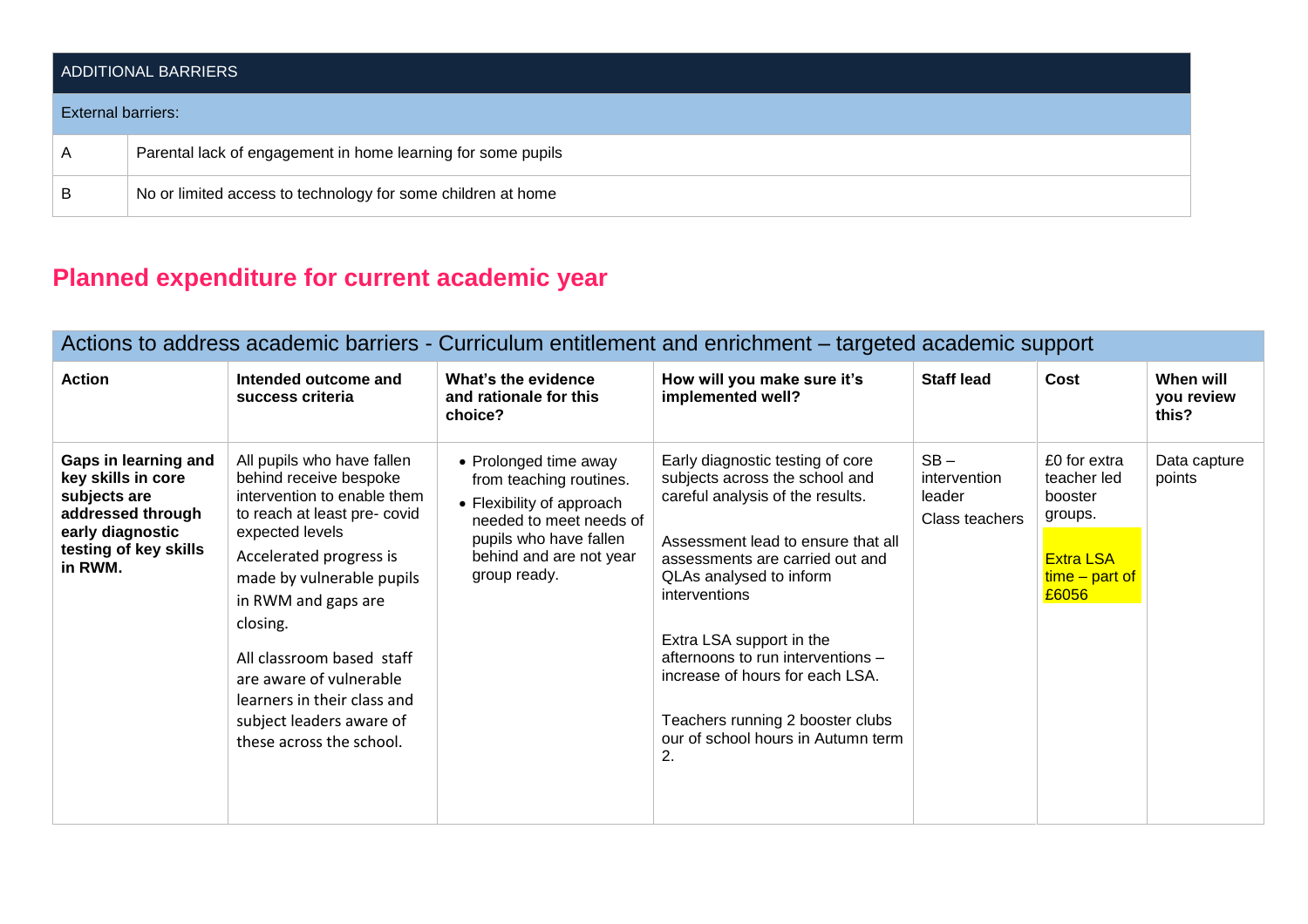| ADDITIONAL BARRIERS | |
|---|---|
| **External barriers:** | |
| A | Parental lack of engagement in home learning for some pupils |
| B | No or limited access to technology for some children at home |

## Planned expenditure for current academic year

| Actions to address academic barriers - Curriculum entitlement and enrichment – targeted academic support | | | | | | |
|---|---|---|---|---|---|---|
| **Action** | **Intended outcome and success criteria** | **What's the evidence and rationale for this choice?** | **How will you make sure it's implemented well?** | **Staff lead** | **Cost** | **When will you review this?** |
| **Gaps in learning and key skills in core subjects are addressed through early diagnostic testing of key skills in RWM.** | All pupils who have fallen behind receive bespoke intervention to enable them to reach at least pre- covid expected levels<br><br>Accelerated progress is made by vulnerable pupils in RWM and gaps are closing.<br><br>All classroom based staff are aware of vulnerable learners in their class and subject leaders aware of these across the school. | • Prolonged time away from teaching routines.<br>• Flexibility of approach needed to meet needs of pupils who have fallen behind and are not year group ready. | Early diagnostic testing of core subjects across the school and careful analysis of the results.<br><br>Assessment lead to ensure that all assessments are carried out and QLAs analysed to inform interventions<br><br>Extra LSA support in the afternoons to run interventions – increase of hours for each LSA.<br><br>Teachers running 2 booster clubs our of school hours in Autumn term 2. | SB – intervention leader<br><br>Class teachers | £0 for extra teacher led booster groups.<br><br>Extra LSA time – part of £6056 | Data capture points |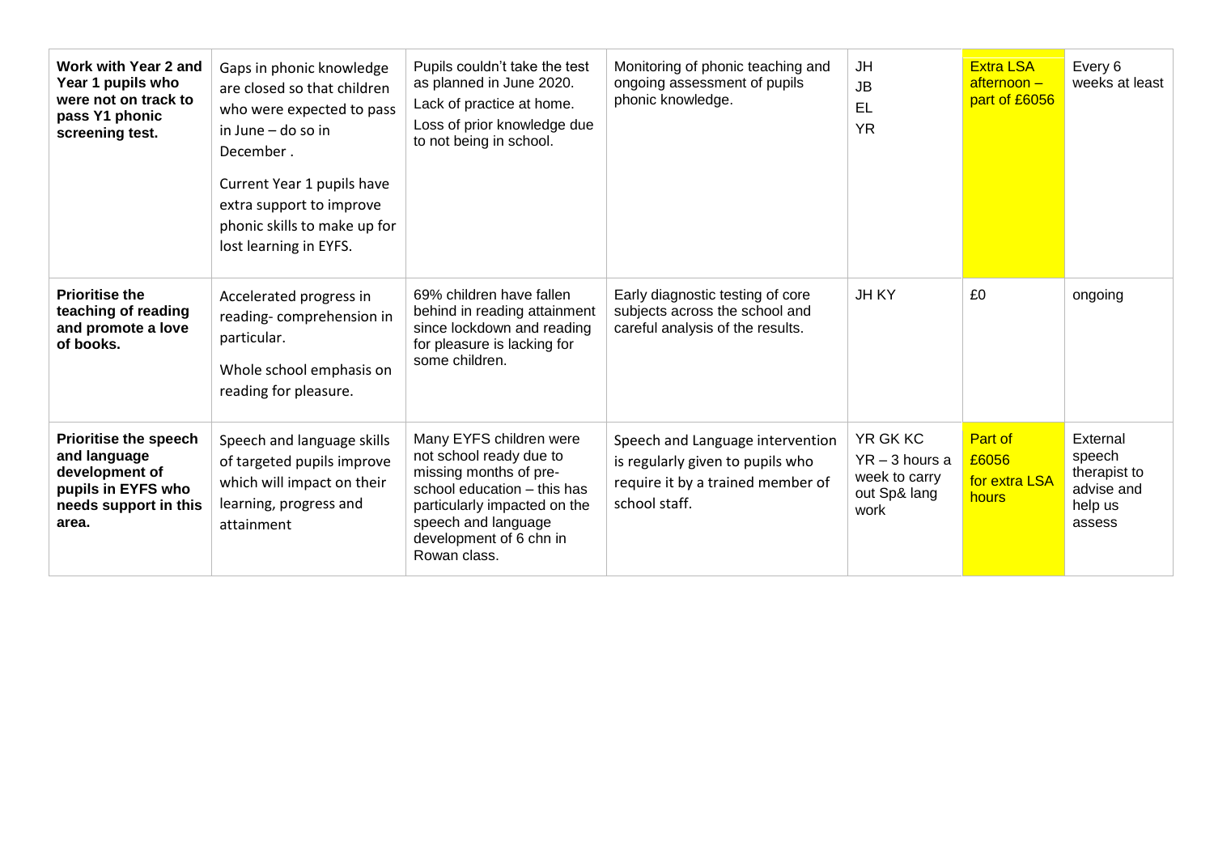| **Work with Year 2 and Year 1 pupils who were not on track to pass Y1 phonic screening test.** | Gaps in phonic knowledge are closed so that children who were expected to pass in June – do so in December .<br><br>Current Year 1 pupils have extra support to improve phonic skills to make up for lost learning in EYFS. | Pupils couldn't take the test as planned in June 2020.<br>Lack of practice at home.<br>Loss of prior knowledge due to not being in school. | Monitoring of phonic teaching and ongoing assessment of pupils phonic knowledge. | JH<br>JB<br>EL<br>YR | Extra LSA afternoon – part of £6056 | Every 6 weeks at least |
|---|---|---|---|---|---|---|
| **Prioritise the teaching of reading and promote a love of books.** | Accelerated progress in reading- comprehension in particular.<br><br>Whole school emphasis on reading for pleasure. | 69% children have fallen behind in reading attainment since lockdown and reading for pleasure is lacking for some children. | Early diagnostic testing of core subjects across the school and careful analysis of the results. | JH KY | £0 | ongoing |
| **Prioritise the speech and language development of pupils in EYFS who needs support in this area.** | Speech and language skills of targeted pupils improve which will impact on their learning, progress and attainment | Many EYFS children were not school ready due to missing months of pre-school education – this has particularly impacted on the speech and language development of 6 chn in Rowan class. | Speech and Language intervention is regularly given to pupils who require it by a trained member of school staff. | YR GK KC<br>YR – 3 hours a week to carry out Sp& lang work | Part of £6056 for extra LSA hours | External speech therapist to advise and help us assess |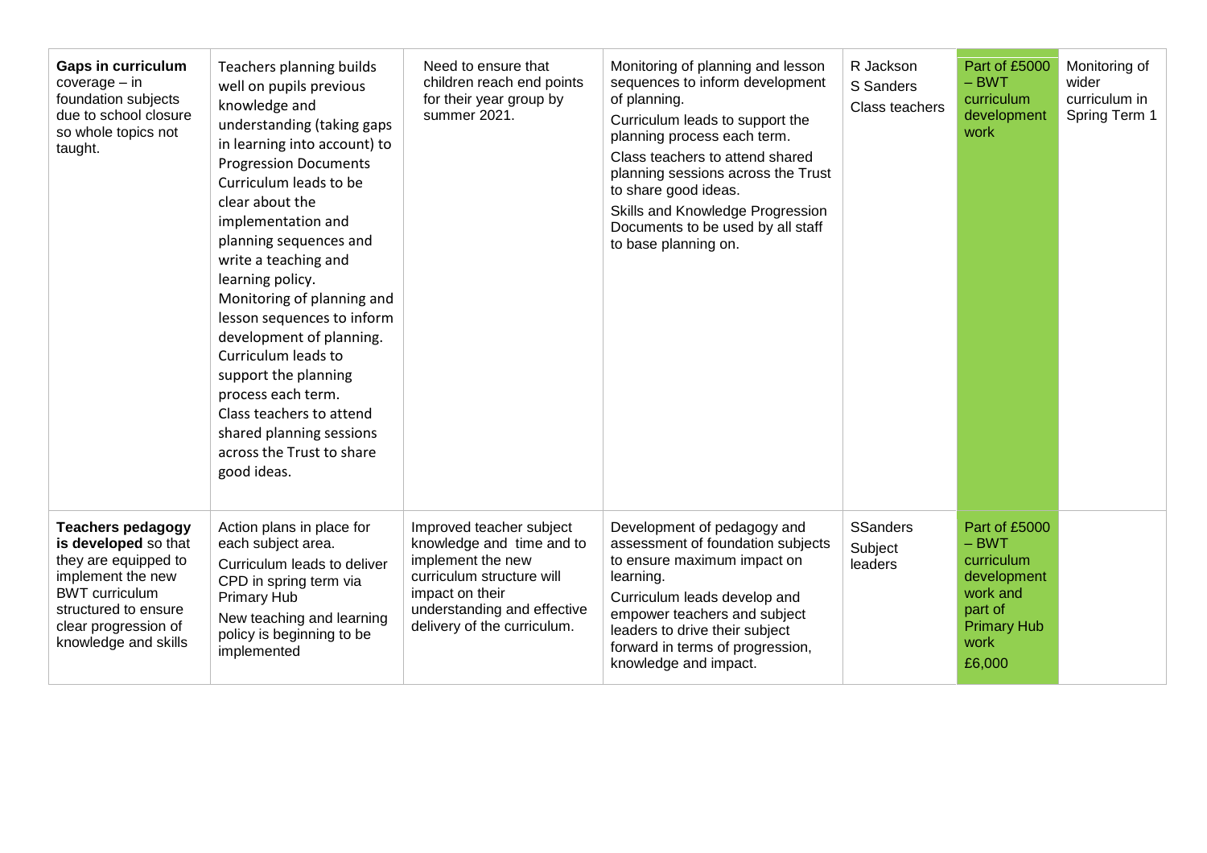| | | | | | | |
|---|---|---|---|---|---|---|
| **Gaps in curriculum** coverage – in foundation subjects due to school closure so whole topics not taught. | Teachers planning builds well on pupils previous knowledge and understanding (taking gaps in learning into account) to Progression Documents Curriculum leads to be clear about the implementation and planning sequences and write a teaching and learning policy. Monitoring of planning and lesson sequences to inform development of planning. Curriculum leads to support the planning process each term. Class teachers to attend shared planning sessions across the Trust to share good ideas. | Need to ensure that children reach end points for their year group by summer 2021. | Monitoring of planning and lesson sequences to inform development of planning. Curriculum leads to support the planning process each term. Class teachers to attend shared planning sessions across the Trust to share good ideas. Skills and Knowledge Progression Documents to be used by all staff to base planning on. | R Jackson S Sanders Class teachers | Part of £5000 – BWT curriculum development work | Monitoring of wider curriculum in Spring Term 1 |
| **Teachers pedagogy is developed** so that they are equipped to implement the new BWT curriculum structured to ensure clear progression of knowledge and skills | Action plans in place for each subject area. Curriculum leads to deliver CPD in spring term via Primary Hub New teaching and learning policy is beginning to be implemented | Improved teacher subject knowledge and time and to implement the new curriculum structure will impact on their understanding and effective delivery of the curriculum. | Development of pedagogy and assessment of foundation subjects to ensure maximum impact on learning. Curriculum leads develop and empower teachers and subject leaders to drive their subject forward in terms of progression, knowledge and impact. | SSanders Subject leaders | Part of £5000 – BWT curriculum development work and part of Primary Hub work £6,000 | |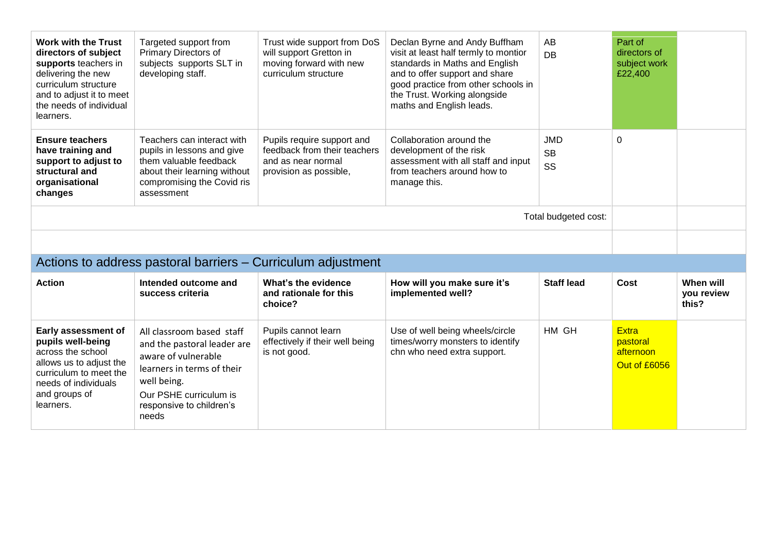| | | | | | | |
|---|---|---|---|---|---|---|
| **Work with the Trust directors of subject supports** teachers in delivering the new curriculum structure and to adjust it to meet the needs of individual learners. | Targeted support from Primary Directors of subjects supports SLT in developing staff. | Trust wide support from DoS will support Gretton in moving forward with new curriculum structure | Declan Byrne and Andy Buffham visit at least half termly to montior standards in Maths and English and to offer support and share good practice from other schools in the Trust. Working alongside maths and English leads. | AB<br>DB | Part of directors of subject work £22,400 | |
| **Ensure teachers have training and support to adjust to structural and organisational changes** | Teachers can interact with pupils in lessons and give them valuable feedback about their learning without compromising the Covid ris assessment | Pupils require support and feedback from their teachers and as near normal provision as possible, | Collaboration around the development of the risk assessment with all staff and input from teachers around how to manage this. | JMD<br>SB<br>SS | 0 | |
| | | | | Total budgeted cost: | | |

## Actions to address pastoral barriers – Curriculum adjustment

| Action | Intended outcome and success criteria | What's the evidence and rationale for this choice? | How will you make sure it's implemented well? | Staff lead | Cost | When will you review this? |
|---|---|---|---|---|---|---|
| **Early assessment of pupils well-being** across the school allows us to adjust the curriculum to meet the needs of individuals and groups of learners. | All classroom based staff and the pastoral leader are aware of vulnerable learners in terms of their well being.<br>Our PSHE curriculum is responsive to children's needs | Pupils cannot learn effectively if their well being is not good. | Use of well being wheels/circle times/worry monsters to identify chn who need extra support. | HM GH | Extra pastoral afternoon Out of £6056 | |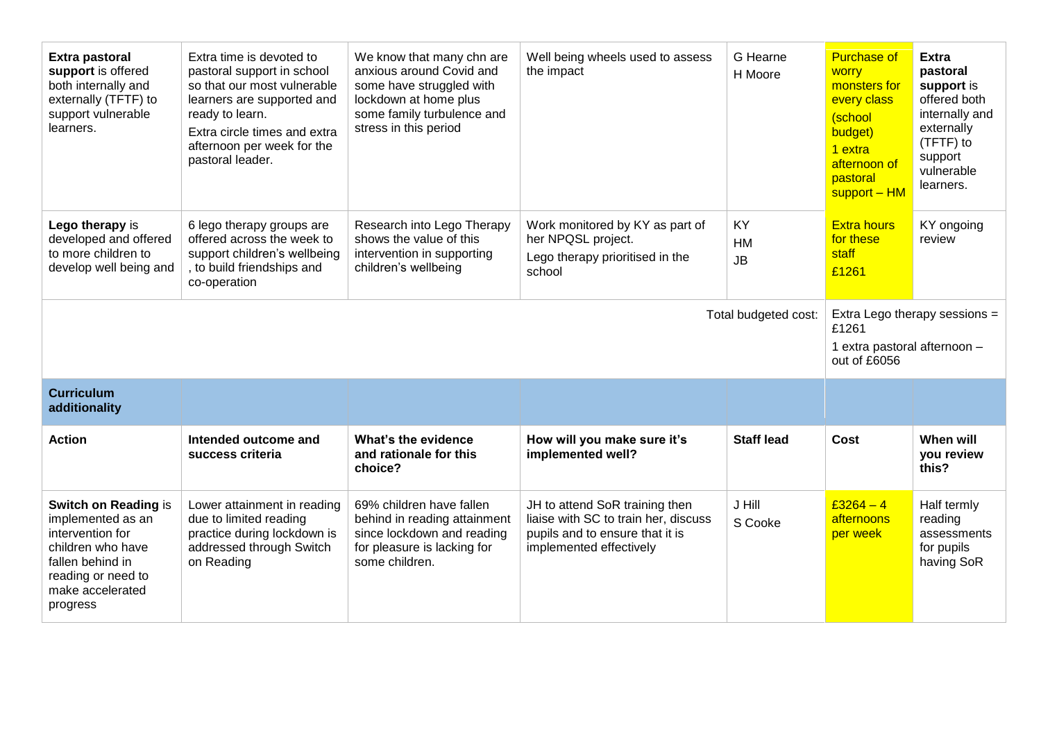| **Extra pastoral support** is offered both internally and externally (TFTF) to support vulnerable learners. | Extra time is devoted to pastoral support in school so that our most vulnerable learners are supported and ready to learn.<br>Extra circle times and extra afternoon per week for the pastoral leader. | We know that many chn are anxious around Covid and some have struggled with lockdown at home plus some family turbulence and stress in this period | Well being wheels used to assess the impact | G Hearne<br>H Moore | Purchase of worry monsters for every class (school budget)<br>1 extra afternoon of pastoral support – HM | **Extra pastoral support** is offered both internally and externally (TFTF) to support vulnerable learners. |
|---|---|---|---|---|---|---|
| **Lego therapy** is developed and offered to more children to develop well being and | 6 lego therapy groups are offered across the week to support children's wellbeing , to build friendships and co-operation | Research into Lego Therapy shows the value of this intervention in supporting children's wellbeing | Work monitored by KY as part of her NPQSL project.<br>Lego therapy prioritised in the school | KY<br>HM<br>JB | Extra hours for these staff<br>£1261 | KY ongoing review |
| | | | | Total budgeted cost: | Extra Lego therapy sessions = £1261<br>1 extra pastoral afternoon – out of £6056 | |
| **Curriculum additionality** | | | | | | |
| **Action** | **Intended outcome and success criteria** | **What's the evidence and rationale for this choice?** | **How will you make sure it's implemented well?** | **Staff lead** | **Cost** | **When will you review this?** |
| **Switch on Reading** is implemented as an intervention for children who have fallen behind in reading or need to make accelerated progress | Lower attainment in reading due to limited reading practice during lockdown is addressed through Switch on Reading | 69% children have fallen behind in reading attainment since lockdown and reading for pleasure is lacking for some children. | JH to attend SoR training then liaise with SC to train her, discuss pupils and to ensure that it is implemented effectively | J Hill<br>S Cooke | £3264 – 4 afternoons per week | Half termly reading assessments for pupils having SoR |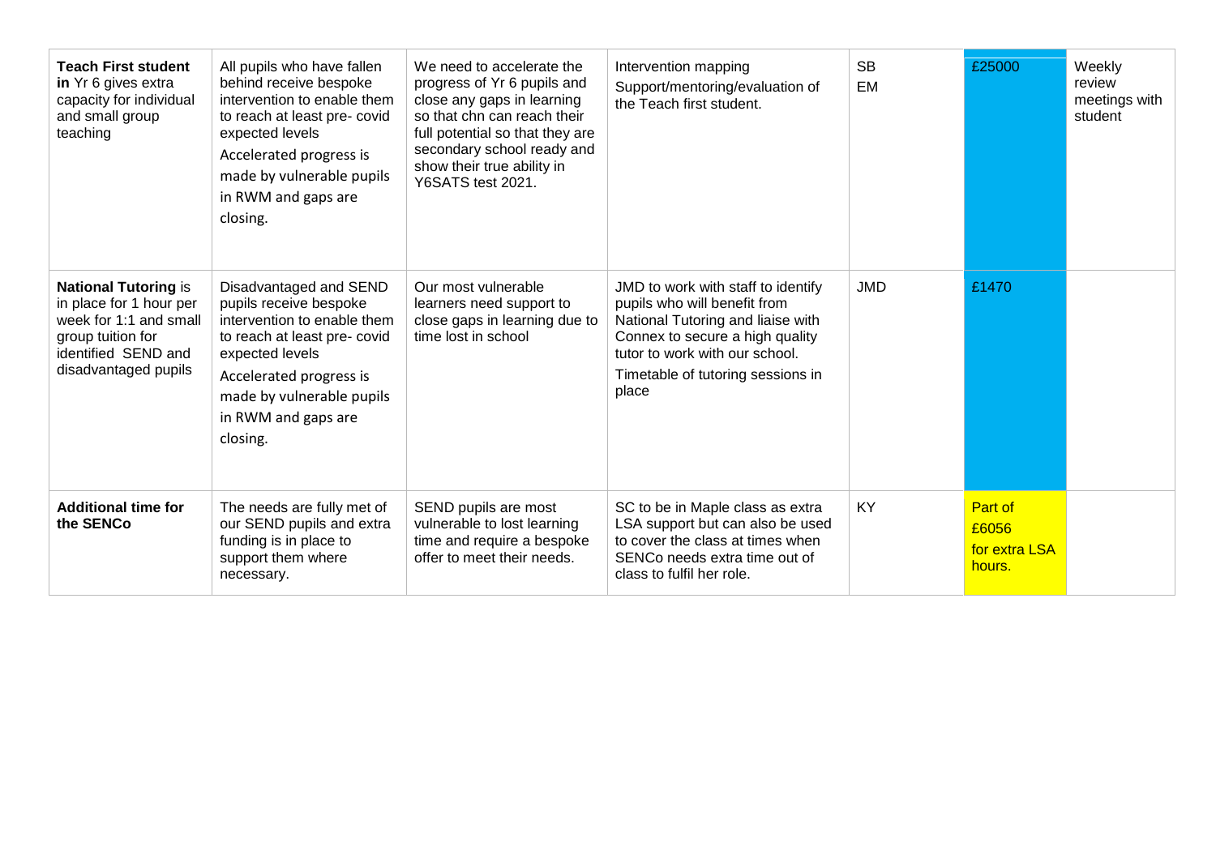| | | | | | | |
|---|---|---|---|---|---|---|
| **Teach First student in** Yr 6 gives extra capacity for individual and small group teaching | All pupils who have fallen behind receive bespoke intervention to enable them to reach at least pre- covid expected levels<br>Accelerated progress is made by vulnerable pupils in RWM and gaps are closing. | We need to accelerate the progress of Yr 6 pupils and close any gaps in learning so that chn can reach their full potential so that they are secondary school ready and show their true ability in Y6SATS test 2021. | Intervention mapping<br>Support/mentoring/evaluation of the Teach first student. | SB<br>EM | £25000 | Weekly review meetings with student |
| **National Tutoring** is in place for 1 hour per week for 1:1 and small group tuition for identified SEND and disadvantaged pupils | Disadvantaged and SEND pupils receive bespoke intervention to enable them to reach at least pre- covid expected levels<br>Accelerated progress is made by vulnerable pupils in RWM and gaps are closing. | Our most vulnerable learners need support to close gaps in learning due to time lost in school | JMD to work with staff to identify pupils who will benefit from National Tutoring and liaise with Connex to secure a high quality tutor to work with our school.<br>Timetable of tutoring sessions in place | JMD | £1470 | |
| **Additional time for the SENCo** | The needs are fully met of our SEND pupils and extra funding is in place to support them where necessary. | SEND pupils are most vulnerable to lost learning time and require a bespoke offer to meet their needs. | SC to be in Maple class as extra LSA support but can also be used to cover the class at times when SENCo needs extra time out of class to fulfil her role. | KY | Part of £6056 for extra LSA hours. | |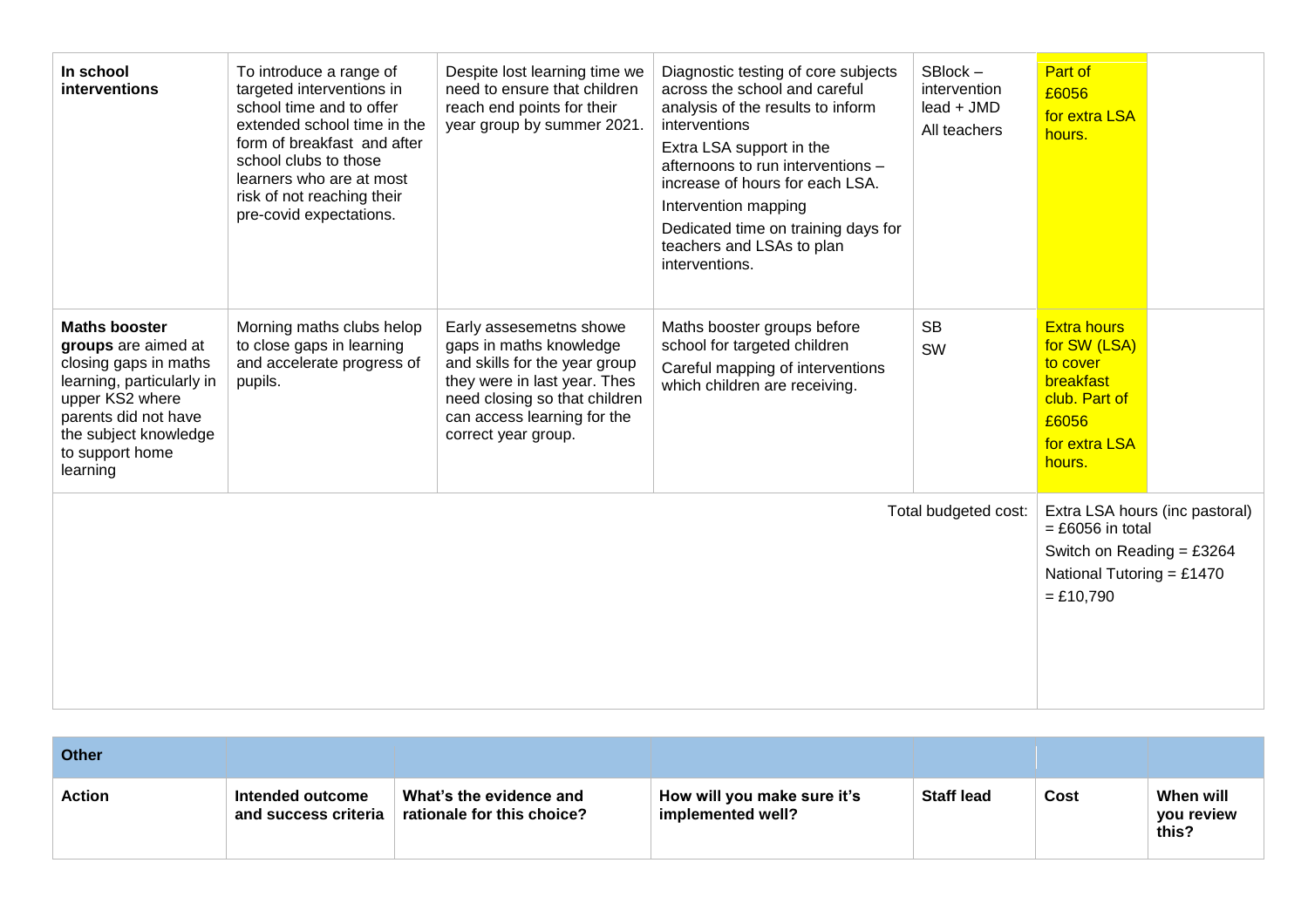| | | | | | | |
|---|---|---|---|---|---|---|
| **In school interventions** | To introduce a range of targeted interventions in school time and to offer extended school time in the form of breakfast and after school clubs to those learners who are at most risk of not reaching their pre-covid expectations. | Despite lost learning time we need to ensure that children reach end points for their year group by summer 2021. | Diagnostic testing of core subjects across the school and careful analysis of the results to inform interventions<br>Extra LSA support in the afternoons to run interventions – increase of hours for each LSA.<br>Intervention mapping<br>Dedicated time on training days for teachers and LSAs to plan interventions. | SBlock – intervention lead + JMD<br>All teachers | Part of £6056 for extra LSA hours. | |
| **Maths booster groups** are aimed at closing gaps in maths learning, particularly in upper KS2 where parents did not have the subject knowledge to support home learning | Morning maths clubs helop to close gaps in learning and accelerate progress of pupils. | Early assesemetns showe gaps in maths knowledge and skills for the year group they were in last year. Thes need closing so that children can access learning for the correct year group. | Maths booster groups before school for targeted children<br>Careful mapping of interventions which children are receiving. | SB<br>SW | Extra hours for SW (LSA) to cover breakfast club. Part of £6056 for extra LSA hours. | |
| | | | | Total budgeted cost: | Extra LSA hours (inc pastoral) = £6056 in total<br>Switch on Reading = £3264<br>National Tutoring = £1470<br>= £10,790 | |

| **Other** | | | | | | |
|---|---|---|---|---|---|---|
| **Action** | **Intended outcome and success criteria** | **What's the evidence and rationale for this choice?** | **How will you make sure it's implemented well?** | **Staff lead** | **Cost** | **When will you review this?** |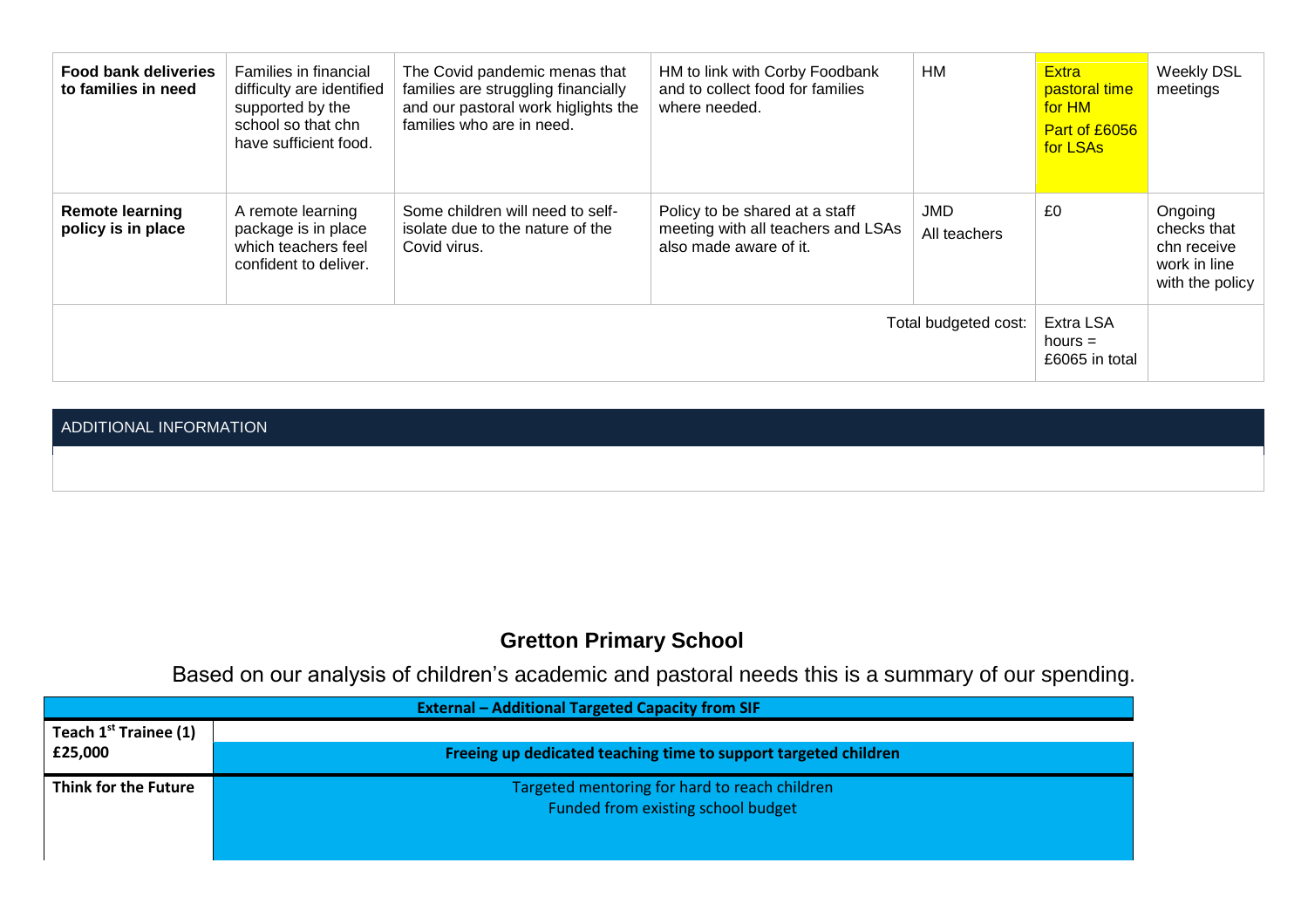| | | | | | | |
|---|---|---|---|---|---|---|
| **Food bank deliveries to families in need** | Families in financial difficulty are identified supported by the school so that chn have sufficient food. | The Covid pandemic menas that families are struggling financially and our pastoral work higlights the families who are in need. | HM to link with Corby Foodbank and to collect food for families where needed. | HM | Extra pastoral time for HM Part of £6056 for LSAs | Weekly DSL meetings |
| **Remote learning policy is in place** | A remote learning package is in place which teachers feel confident to deliver. | Some children will need to self-isolate due to the nature of the Covid virus. | Policy to be shared at a staff meeting with all teachers and LSAs also made aware of it. | JMD All teachers | £0 | Ongoing checks that chn receive work in line with the policy |
| | | | | Total budgeted cost: | Extra LSA hours = £6065 in total | |

| ADDITIONAL INFORMATION |
|---|
| |

## Gretton Primary School

Based on our analysis of children's academic and pastoral needs this is a summary of our spending.

| **External – Additional Targeted Capacity from SIF** | |
|---|---|
| **Teach 1st Trainee (1) £25,000** | **Freeing up dedicated teaching time to support targeted children** |
| **Think for the Future** | Targeted mentoring for hard to reach children<br>Funded from existing school budget |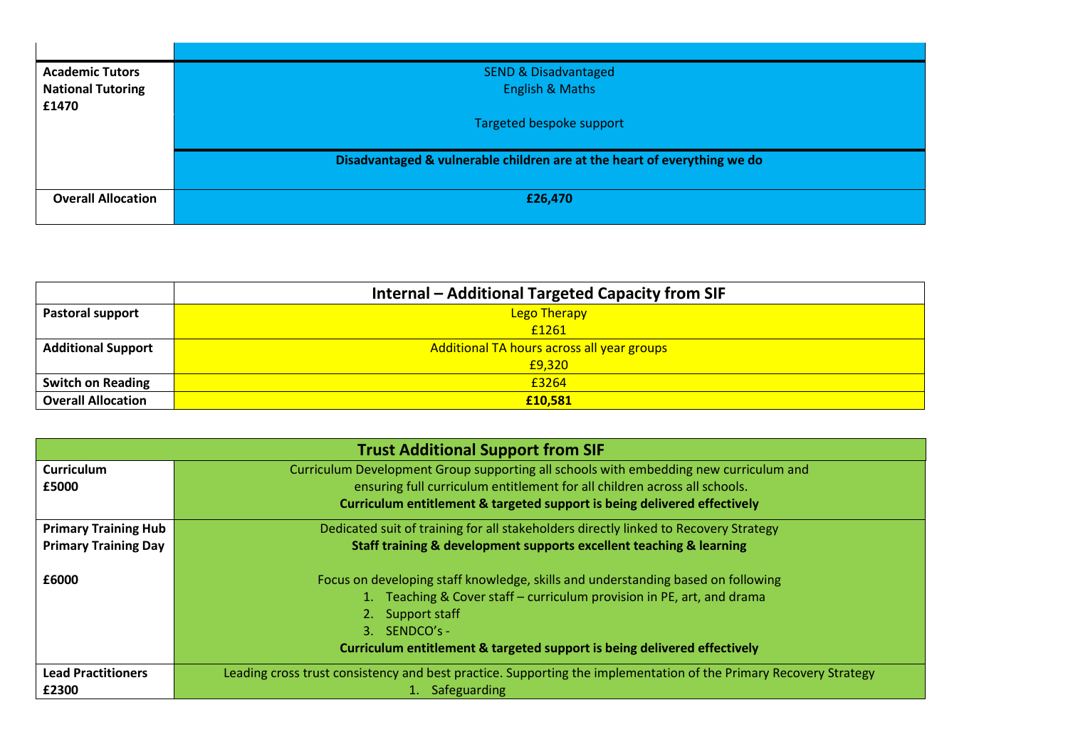| | |
|---|---|
| **Academic Tutors National Tutoring £1470** | SEND & Disadvantaged<br>English & Maths<br><br>Targeted bespoke support |
| | **Disadvantaged & vulnerable children are at the heart of everything we do** |
| **Overall Allocation** | **£26,470** |

| | **Internal – Additional Targeted Capacity from SIF** |
|---|---|
| **Pastoral support** | Lego Therapy<br>£1261 |
| **Additional Support** | Additional TA hours across all year groups<br>£9,320 |
| **Switch on Reading** | £3264 |
| **Overall Allocation** | **£10,581** |

| **Trust Additional Support from SIF** | |
|---|---|
| **Curriculum**<br>**£5000** | Curriculum Development Group supporting all schools with embedding new curriculum and ensuring full curriculum entitlement for all children across all schools.<br>**Curriculum entitlement & targeted support is being delivered effectively** |
| **Primary Training Hub**<br>**Primary Training Day**<br><br>**£6000** | Dedicated suit of training for all stakeholders directly linked to Recovery Strategy<br>**Staff training & development supports excellent teaching & learning**<br><br>Focus on developing staff knowledge, skills and understanding based on following<br>1. Teaching & Cover staff – curriculum provision in PE, art, and drama<br>2. Support staff<br>3. SENDCO's -<br>**Curriculum entitlement & targeted support is being delivered effectively** |
| **Lead Practitioners**<br>**£2300** | Leading cross trust consistency and best practice. Supporting the implementation of the Primary Recovery Strategy<br>1. Safeguarding |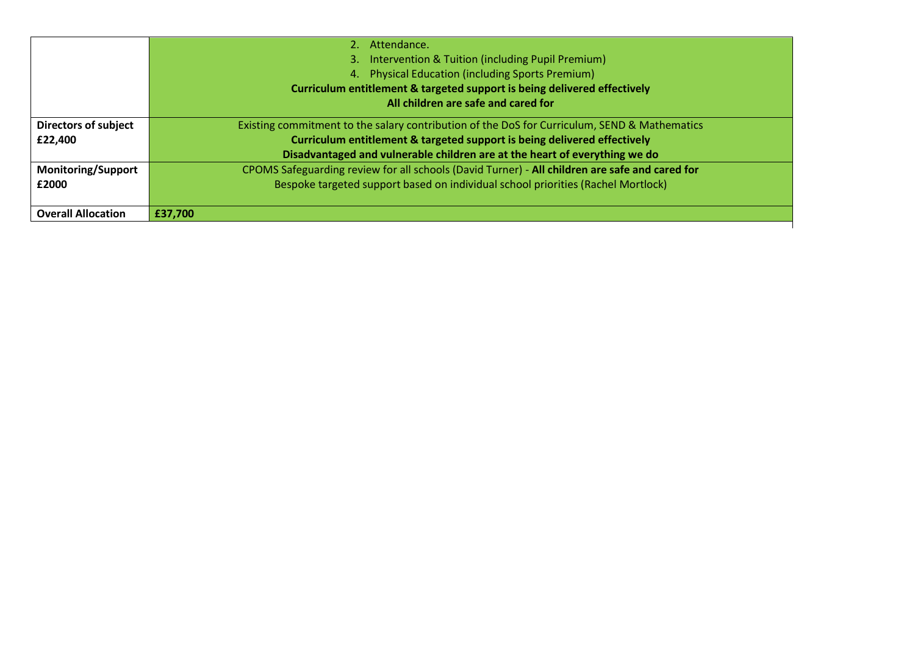| | |
|---|---|
| | 2. Attendance.<br>3. Intervention & Tuition (including Pupil Premium)<br>4. Physical Education (including Sports Premium)<br>**Curriculum entitlement & targeted support is being delivered effectively**<br>**All children are safe and cared for** |
| **Directors of subject**<br>**£22,400** | Existing commitment to the salary contribution of the DoS for Curriculum, SEND & Mathematics<br>**Curriculum entitlement & targeted support is being delivered effectively**<br>**Disadvantaged and vulnerable children are at the heart of everything we do** |
| **Monitoring/Support**<br>**£2000** | CPOMS Safeguarding review for all schools (David Turner) - **All children are safe and cared for**<br>Bespoke targeted support based on individual school priorities (Rachel Mortlock) |
| **Overall Allocation** | **£37,700** |